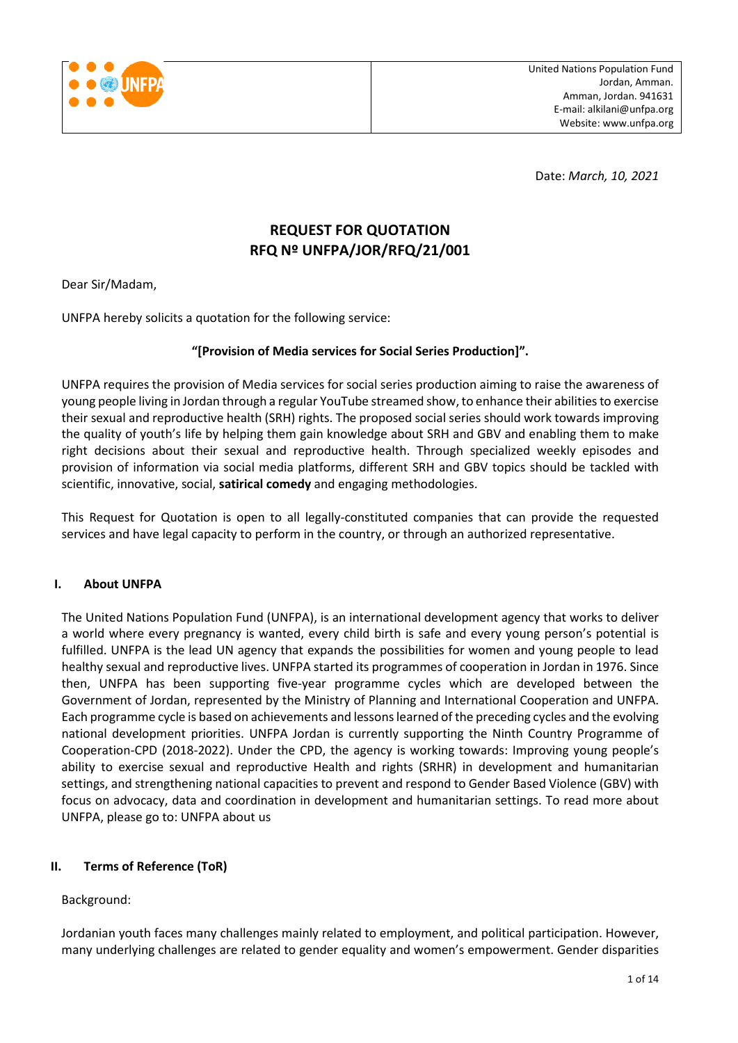| | United Nations Population Fund<br>Jordan, Amman.<br>Amman, Jordan. 941631<br>E-mail: alkilani@unfpa.org<br>Website: www.unfpa.org |
|---|---|

Date: *March, 10, 2021*

## REQUEST FOR QUOTATION
## RFQ Nº UNFPA/JOR/RFQ/21/001

Dear Sir/Madam,

UNFPA hereby solicits a quotation for the following service:

**"[Provision of Media services for Social Series Production]".**

UNFPA requires the provision of Media services for social series production aiming to raise the awareness of young people living in Jordan through a regular YouTube streamed show, to enhance their abilities to exercise their sexual and reproductive health (SRH) rights. The proposed social series should work towards improving the quality of youth's life by helping them gain knowledge about SRH and GBV and enabling them to make right decisions about their sexual and reproductive health. Through specialized weekly episodes and provision of information via social media platforms, different SRH and GBV topics should be tackled with scientific, innovative, social, **satirical comedy** and engaging methodologies.

This Request for Quotation is open to all legally-constituted companies that can provide the requested services and have legal capacity to perform in the country, or through an authorized representative.

### I. About UNFPA

The United Nations Population Fund (UNFPA), is an international development agency that works to deliver a world where every pregnancy is wanted, every child birth is safe and every young person's potential is fulfilled. UNFPA is the lead UN agency that expands the possibilities for women and young people to lead healthy sexual and reproductive lives. UNFPA started its programmes of cooperation in Jordan in 1976. Since then, UNFPA has been supporting five-year programme cycles which are developed between the Government of Jordan, represented by the Ministry of Planning and International Cooperation and UNFPA. Each programme cycle is based on achievements and lessons learned of the preceding cycles and the evolving national development priorities. UNFPA Jordan is currently supporting the Ninth Country Programme of Cooperation-CPD (2018-2022). Under the CPD, the agency is working towards: Improving young people's ability to exercise sexual and reproductive Health and rights (SRHR) in development and humanitarian settings, and strengthening national capacities to prevent and respond to Gender Based Violence (GBV) with focus on advocacy, data and coordination in development and humanitarian settings. To read more about UNFPA, please go to: UNFPA about us

### II. Terms of Reference (ToR)

Background:

Jordanian youth faces many challenges mainly related to employment, and political participation. However, many underlying challenges are related to gender equality and women's empowerment. Gender disparities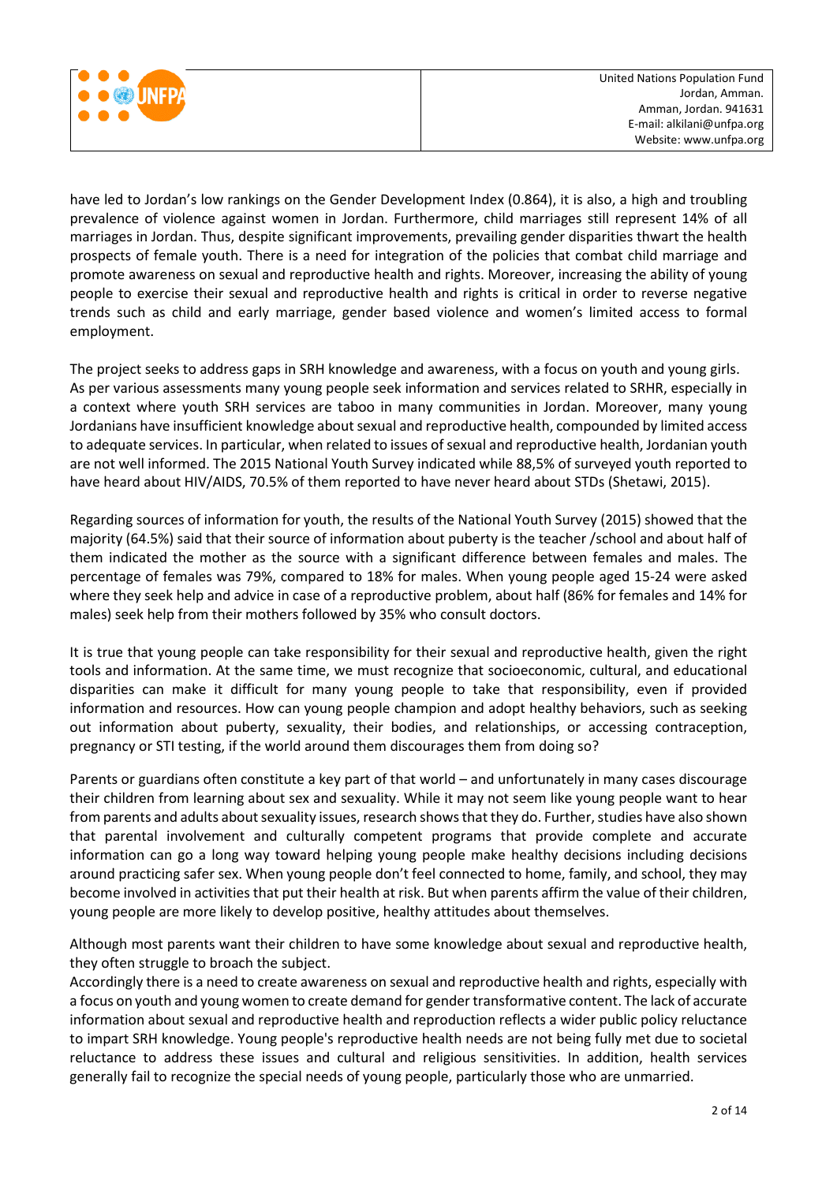have led to Jordan's low rankings on the Gender Development Index (0.864), it is also, a high and troubling prevalence of violence against women in Jordan. Furthermore, child marriages still represent 14% of all marriages in Jordan. Thus, despite significant improvements, prevailing gender disparities thwart the health prospects of female youth. There is a need for integration of the policies that combat child marriage and promote awareness on sexual and reproductive health and rights. Moreover, increasing the ability of young people to exercise their sexual and reproductive health and rights is critical in order to reverse negative trends such as child and early marriage, gender based violence and women's limited access to formal employment.

The project seeks to address gaps in SRH knowledge and awareness, with a focus on youth and young girls. As per various assessments many young people seek information and services related to SRHR, especially in a context where youth SRH services are taboo in many communities in Jordan. Moreover, many young Jordanians have insufficient knowledge about sexual and reproductive health, compounded by limited access to adequate services. In particular, when related to issues of sexual and reproductive health, Jordanian youth are not well informed. The 2015 National Youth Survey indicated while 88,5% of surveyed youth reported to have heard about HIV/AIDS, 70.5% of them reported to have never heard about STDs (Shetawi, 2015).

Regarding sources of information for youth, the results of the National Youth Survey (2015) showed that the majority (64.5%) said that their source of information about puberty is the teacher /school and about half of them indicated the mother as the source with a significant difference between females and males. The percentage of females was 79%, compared to 18% for males. When young people aged 15-24 were asked where they seek help and advice in case of a reproductive problem, about half (86% for females and 14% for males) seek help from their mothers followed by 35% who consult doctors.

It is true that young people can take responsibility for their sexual and reproductive health, given the right tools and information. At the same time, we must recognize that socioeconomic, cultural, and educational disparities can make it difficult for many young people to take that responsibility, even if provided information and resources. How can young people champion and adopt healthy behaviors, such as seeking out information about puberty, sexuality, their bodies, and relationships, or accessing contraception, pregnancy or STI testing, if the world around them discourages them from doing so?

Parents or guardians often constitute a key part of that world – and unfortunately in many cases discourage their children from learning about sex and sexuality. While it may not seem like young people want to hear from parents and adults about sexuality issues, research shows that they do. Further, studies have also shown that parental involvement and culturally competent programs that provide complete and accurate information can go a long way toward helping young people make healthy decisions including decisions around practicing safer sex. When young people don't feel connected to home, family, and school, they may become involved in activities that put their health at risk. But when parents affirm the value of their children, young people are more likely to develop positive, healthy attitudes about themselves.

Although most parents want their children to have some knowledge about sexual and reproductive health, they often struggle to broach the subject.
Accordingly there is a need to create awareness on sexual and reproductive health and rights, especially with a focus on youth and young women to create demand for gender transformative content. The lack of accurate information about sexual and reproductive health and reproduction reflects a wider public policy reluctance to impart SRH knowledge. Young people's reproductive health needs are not being fully met due to societal reluctance to address these issues and cultural and religious sensitivities. In addition, health services generally fail to recognize the special needs of young people, particularly those who are unmarried.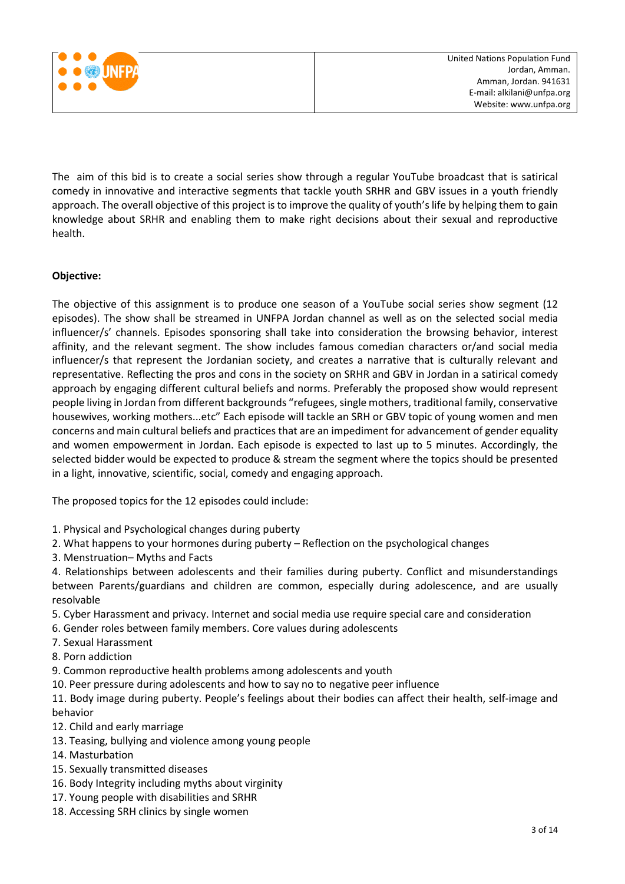The aim of this bid is to create a social series show through a regular YouTube broadcast that is satirical comedy in innovative and interactive segments that tackle youth SRHR and GBV issues in a youth friendly approach. The overall objective of this project is to improve the quality of youth's life by helping them to gain knowledge about SRHR and enabling them to make right decisions about their sexual and reproductive health.

**Objective:**

The objective of this assignment is to produce one season of a YouTube social series show segment (12 episodes). The show shall be streamed in UNFPA Jordan channel as well as on the selected social media influencer/s' channels. Episodes sponsoring shall take into consideration the browsing behavior, interest affinity, and the relevant segment. The show includes famous comedian characters or/and social media influencer/s that represent the Jordanian society, and creates a narrative that is culturally relevant and representative. Reflecting the pros and cons in the society on SRHR and GBV in Jordan in a satirical comedy approach by engaging different cultural beliefs and norms. Preferably the proposed show would represent people living in Jordan from different backgrounds "refugees, single mothers, traditional family, conservative housewives, working mothers...etc" Each episode will tackle an SRH or GBV topic of young women and men concerns and main cultural beliefs and practices that are an impediment for advancement of gender equality and women empowerment in Jordan. Each episode is expected to last up to 5 minutes. Accordingly, the selected bidder would be expected to produce & stream the segment where the topics should be presented in a light, innovative, scientific, social, comedy and engaging approach.

The proposed topics for the 12 episodes could include:

1. Physical and Psychological changes during puberty
2. What happens to your hormones during puberty – Reflection on the psychological changes
3. Menstruation– Myths and Facts
4. Relationships between adolescents and their families during puberty. Conflict and misunderstandings between Parents/guardians and children are common, especially during adolescence, and are usually resolvable
5. Cyber Harassment and privacy. Internet and social media use require special care and consideration
6. Gender roles between family members. Core values during adolescents
7. Sexual Harassment
8. Porn addiction
9. Common reproductive health problems among adolescents and youth
10. Peer pressure during adolescents and how to say no to negative peer influence
11. Body image during puberty. People's feelings about their bodies can affect their health, self-image and behavior
12. Child and early marriage
13. Teasing, bullying and violence among young people
14. Masturbation
15. Sexually transmitted diseases
16. Body Integrity including myths about virginity
17. Young people with disabilities and SRHR
18. Accessing SRH clinics by single women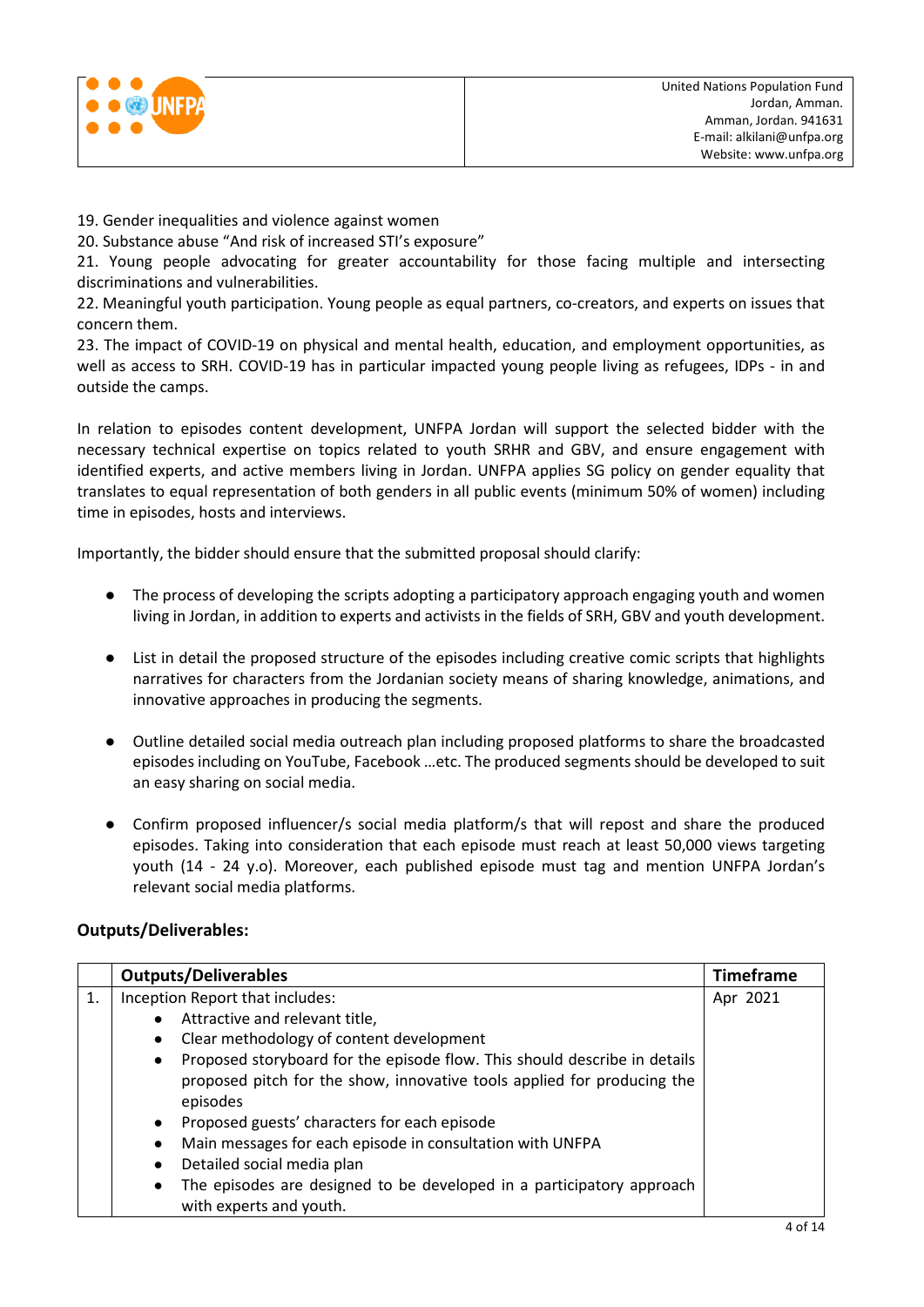19. Gender inequalities and violence against women
20. Substance abuse "And risk of increased STI's exposure"
21. Young people advocating for greater accountability for those facing multiple and intersecting discriminations and vulnerabilities.
22. Meaningful youth participation. Young people as equal partners, co-creators, and experts on issues that concern them.
23. The impact of COVID-19 on physical and mental health, education, and employment opportunities, as well as access to SRH. COVID-19 has in particular impacted young people living as refugees, IDPs - in and outside the camps.

In relation to episodes content development, UNFPA Jordan will support the selected bidder with the necessary technical expertise on topics related to youth SRHR and GBV, and ensure engagement with identified experts, and active members living in Jordan. UNFPA applies SG policy on gender equality that translates to equal representation of both genders in all public events (minimum 50% of women) including time in episodes, hosts and interviews.

Importantly, the bidder should ensure that the submitted proposal should clarify:

- The process of developing the scripts adopting a participatory approach engaging youth and women living in Jordan, in addition to experts and activists in the fields of SRH, GBV and youth development.
- List in detail the proposed structure of the episodes including creative comic scripts that highlights narratives for characters from the Jordanian society means of sharing knowledge, animations, and innovative approaches in producing the segments.
- Outline detailed social media outreach plan including proposed platforms to share the broadcasted episodes including on YouTube, Facebook …etc. The produced segments should be developed to suit an easy sharing on social media.
- Confirm proposed influencer/s social media platform/s that will repost and share the produced episodes. Taking into consideration that each episode must reach at least 50,000 views targeting youth (14 - 24 y.o). Moreover, each published episode must tag and mention UNFPA Jordan's relevant social media platforms.

## Outputs/Deliverables:

| | Outputs/Deliverables | Timeframe |
|---|---|---|
| 1. | Inception Report that includes:<br>• Attractive and relevant title,<br>• Clear methodology of content development<br>• Proposed storyboard for the episode flow. This should describe in details proposed pitch for the show, innovative tools applied for producing the episodes<br>• Proposed guests' characters for each episode<br>• Main messages for each episode in consultation with UNFPA<br>• Detailed social media plan<br>• The episodes are designed to be developed in a participatory approach with experts and youth. | Apr 2021 |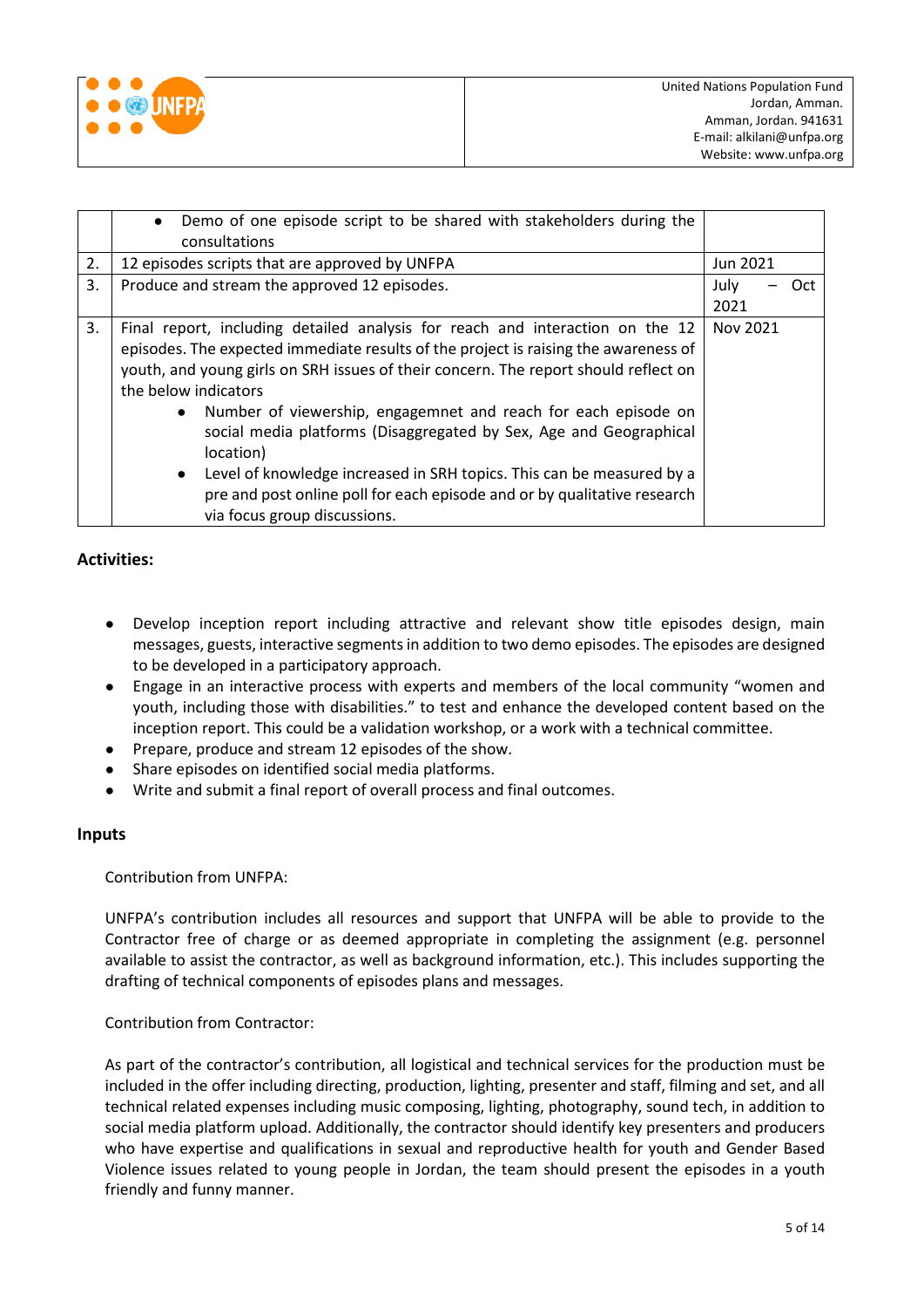| | | |
|---|---|---|
| | • Demo of one episode script to be shared with stakeholders during the consultations | |
| 2. | 12 episodes scripts that are approved by UNFPA | Jun 2021 |
| 3. | Produce and stream the approved 12 episodes. | July – Oct 2021 |
| 3. | Final report, including detailed analysis for reach and interaction on the 12 episodes. The expected immediate results of the project is raising the awareness of youth, and young girls on SRH issues of their concern. The report should reflect on the below indicators<br>• Number of viewership, engagemnet and reach for each episode on social media platforms (Disaggregated by Sex, Age and Geographical location)<br>• Level of knowledge increased in SRH topics. This can be measured by a pre and post online poll for each episode and or by qualitative research via focus group discussions. | Nov 2021 |

## Activities:

- Develop inception report including attractive and relevant show title episodes design, main messages, guests, interactive segments in addition to two demo episodes. The episodes are designed to be developed in a participatory approach.
- Engage in an interactive process with experts and members of the local community "women and youth, including those with disabilities." to test and enhance the developed content based on the inception report. This could be a validation workshop, or a work with a technical committee.
- Prepare, produce and stream 12 episodes of the show.
- Share episodes on identified social media platforms.
- Write and submit a final report of overall process and final outcomes.

## Inputs

Contribution from UNFPA:

UNFPA's contribution includes all resources and support that UNFPA will be able to provide to the Contractor free of charge or as deemed appropriate in completing the assignment (e.g. personnel available to assist the contractor, as well as background information, etc.). This includes supporting the drafting of technical components of episodes plans and messages.

Contribution from Contractor:

As part of the contractor's contribution, all logistical and technical services for the production must be included in the offer including directing, production, lighting, presenter and staff, filming and set, and all technical related expenses including music composing, lighting, photography, sound tech, in addition to social media platform upload. Additionally, the contractor should identify key presenters and producers who have expertise and qualifications in sexual and reproductive health for youth and Gender Based Violence issues related to young people in Jordan, the team should present the episodes in a youth friendly and funny manner.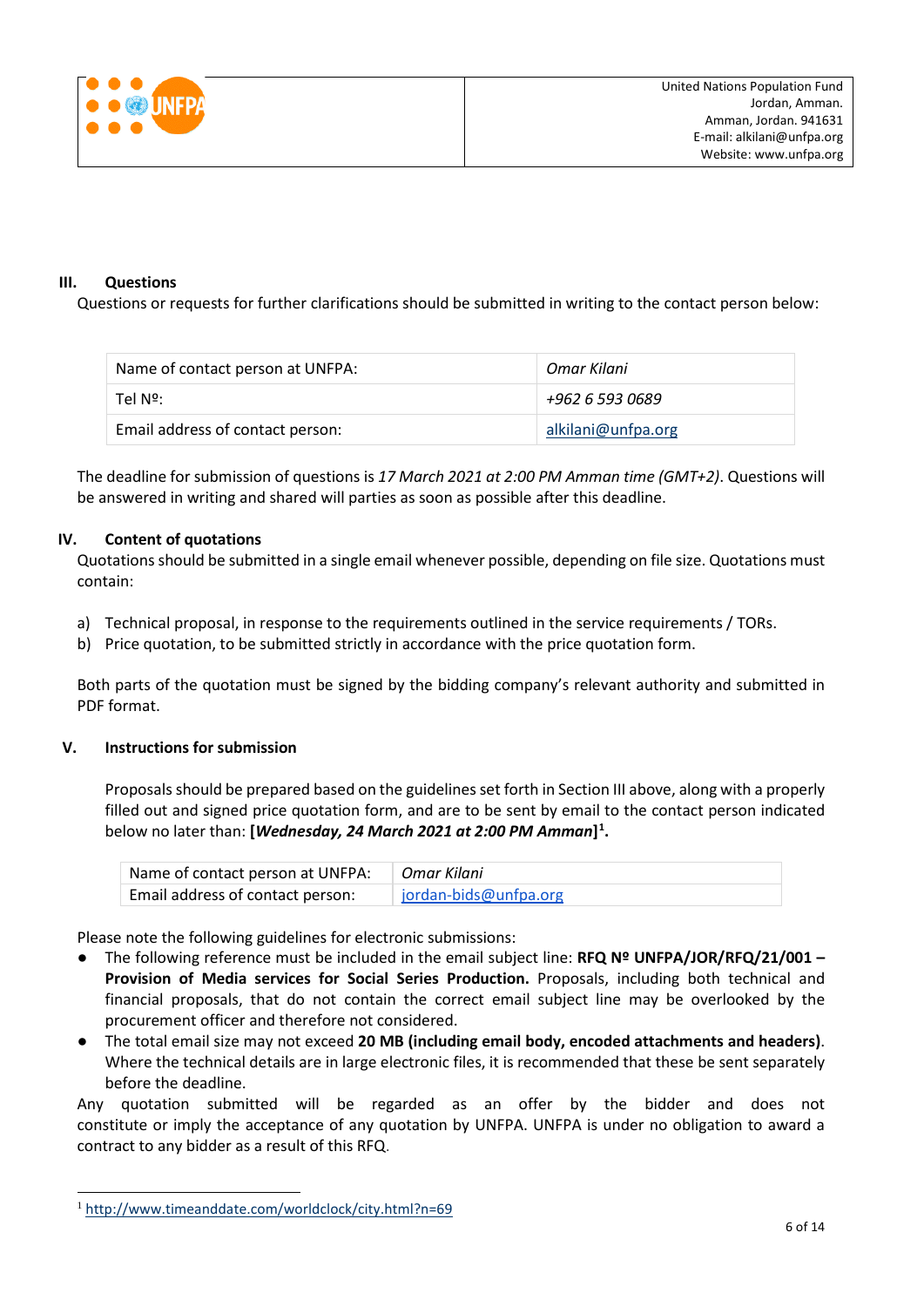### III. Questions

Questions or requests for further clarifications should be submitted in writing to the contact person below:

| Name of contact person at UNFPA: | *Omar Kilani* |
|---|---|
| Tel Nº: | *+962 6 593 0689* |
| Email address of contact person: | alkilani@unfpa.org |

The deadline for submission of questions is *17 March 2021 at 2:00 PM Amman time (GMT+2)*. Questions will be answered in writing and shared will parties as soon as possible after this deadline.

### IV. Content of quotations

Quotations should be submitted in a single email whenever possible, depending on file size. Quotations must contain:

a) Technical proposal, in response to the requirements outlined in the service requirements / TORs.
b) Price quotation, to be submitted strictly in accordance with the price quotation form.

Both parts of the quotation must be signed by the bidding company's relevant authority and submitted in PDF format.

### V. Instructions for submission

Proposals should be prepared based on the guidelines set forth in Section III above, along with a properly filled out and signed price quotation form, and are to be sent by email to the contact person indicated below no later than: **[*Wednesday, 24 March 2021 at 2:00 PM Amman*][1].**

| Name of contact person at UNFPA: | *Omar Kilani* |
|---|---|
| Email address of contact person: | jordan-bids@unfpa.org |

Please note the following guidelines for electronic submissions:

- The following reference must be included in the email subject line: **RFQ Nº UNFPA/JOR/RFQ/21/001 – Provision of Media services for Social Series Production.** Proposals, including both technical and financial proposals, that do not contain the correct email subject line may be overlooked by the procurement officer and therefore not considered.
- The total email size may not exceed **20 MB (including email body, encoded attachments and headers)**. Where the technical details are in large electronic files, it is recommended that these be sent separately before the deadline.

Any quotation submitted will be regarded as an offer by the bidder and does not constitute or imply the acceptance of any quotation by UNFPA. UNFPA is under no obligation to award a contract to any bidder as a result of this RFQ.

[1] http://www.timeanddate.com/worldclock/city.html?n=69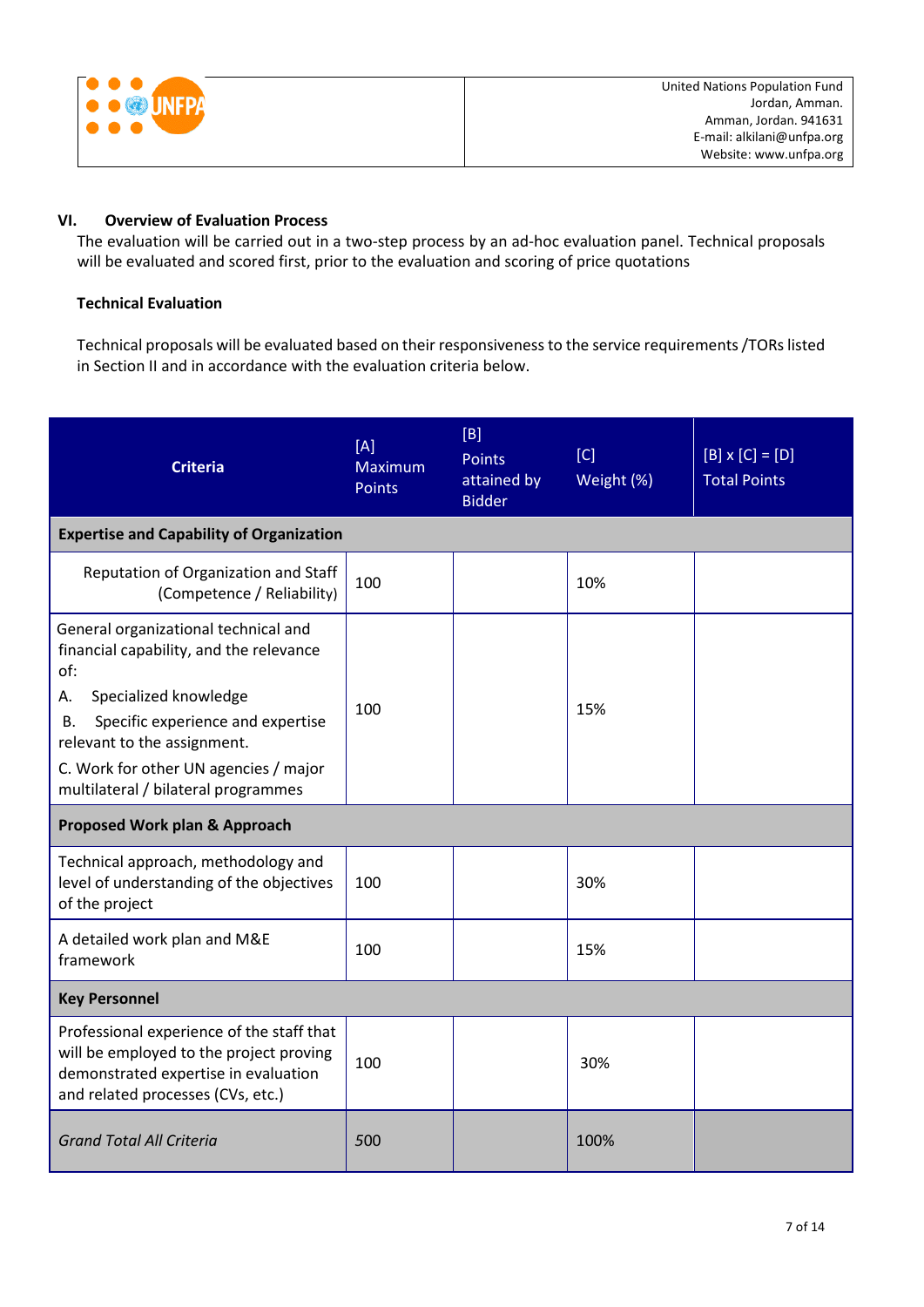## VI. Overview of Evaluation Process

The evaluation will be carried out in a two-step process by an ad-hoc evaluation panel. Technical proposals will be evaluated and scored first, prior to the evaluation and scoring of price quotations

**Technical Evaluation**

Technical proposals will be evaluated based on their responsiveness to the service requirements /TORs listed in Section II and in accordance with the evaluation criteria below.

| Criteria | [A] Maximum Points | [B] Points attained by Bidder | [C] Weight (%) | [B] x [C] = [D] Total Points |
|---|---|---|---|---|
| **Expertise and Capability of Organization** | | | | |
| Reputation of Organization and Staff (Competence / Reliability) | 100 | | 10% | |
| General organizational technical and financial capability, and the relevance of:<br>A. Specialized knowledge<br>B. Specific experience and expertise relevant to the assignment.<br>C. Work for other UN agencies / major multilateral / bilateral programmes | 100 | | 15% | |
| **Proposed Work plan & Approach** | | | | |
| Technical approach, methodology and level of understanding of the objectives of the project | 100 | | 30% | |
| A detailed work plan and M&E framework | 100 | | 15% | |
| **Key Personnel** | | | | |
| Professional experience of the staff that will be employed to the project proving demonstrated expertise in evaluation and related processes (CVs, etc.) | 100 | | 30% | |
| *Grand Total All Criteria* | *500* | | 100% | |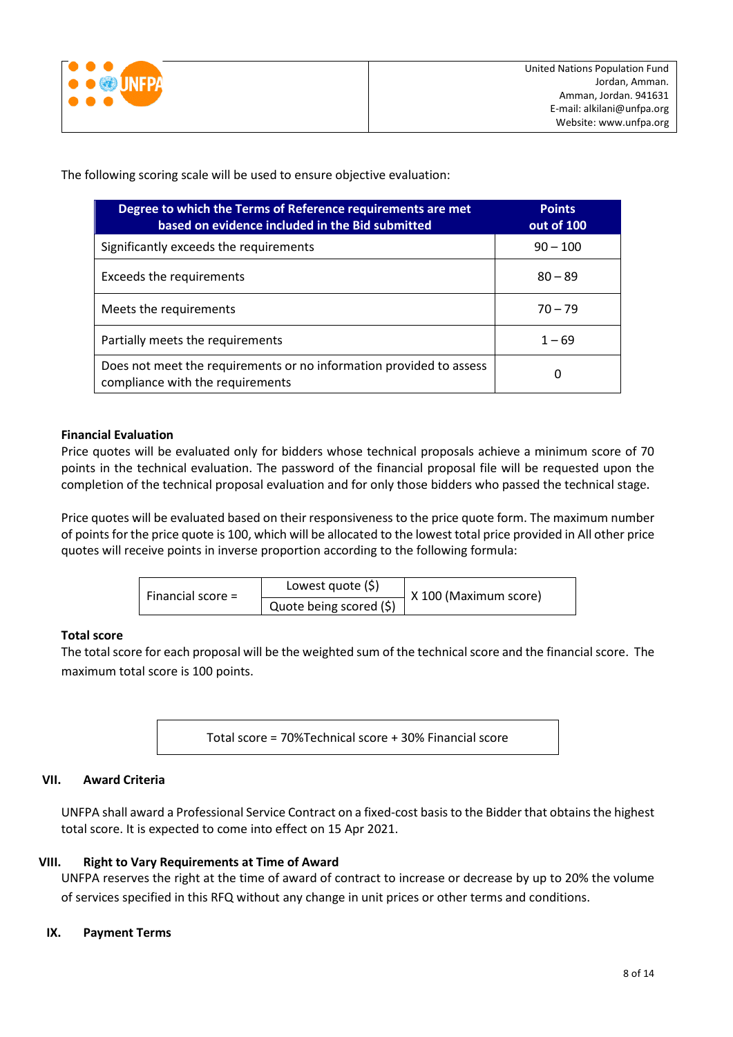The following scoring scale will be used to ensure objective evaluation:

| Degree to which the Terms of Reference requirements are met based on evidence included in the Bid submitted | Points out of 100 |
|---|---|
| Significantly exceeds the requirements | 90 – 100 |
| Exceeds the requirements | 80 – 89 |
| Meets the requirements | 70 – 79 |
| Partially meets the requirements | 1 – 69 |
| Does not meet the requirements or no information provided to assess compliance with the requirements | 0 |

**Financial Evaluation**

Price quotes will be evaluated only for bidders whose technical proposals achieve a minimum score of 70 points in the technical evaluation. The password of the financial proposal file will be requested upon the completion of the technical proposal evaluation and for only those bidders who passed the technical stage.

Price quotes will be evaluated based on their responsiveness to the price quote form. The maximum number of points for the price quote is 100, which will be allocated to the lowest total price provided in All other price quotes will receive points in inverse proportion according to the following formula:

$$\text{Financial score} = \frac{\text{Lowest quote (\$)}}{\text{Quote being scored (\$)}} \text{ X 100 (Maximum score)}$$

**Total score**

The total score for each proposal will be the weighted sum of the technical score and the financial score. The maximum total score is 100 points.

Total score = 70%Technical score + 30% Financial score

## VII. Award Criteria

UNFPA shall award a Professional Service Contract on a fixed-cost basis to the Bidder that obtains the highest total score. It is expected to come into effect on 15 Apr 2021.

## VIII. Right to Vary Requirements at Time of Award

UNFPA reserves the right at the time of award of contract to increase or decrease by up to 20% the volume of services specified in this RFQ without any change in unit prices or other terms and conditions.

## IX. Payment Terms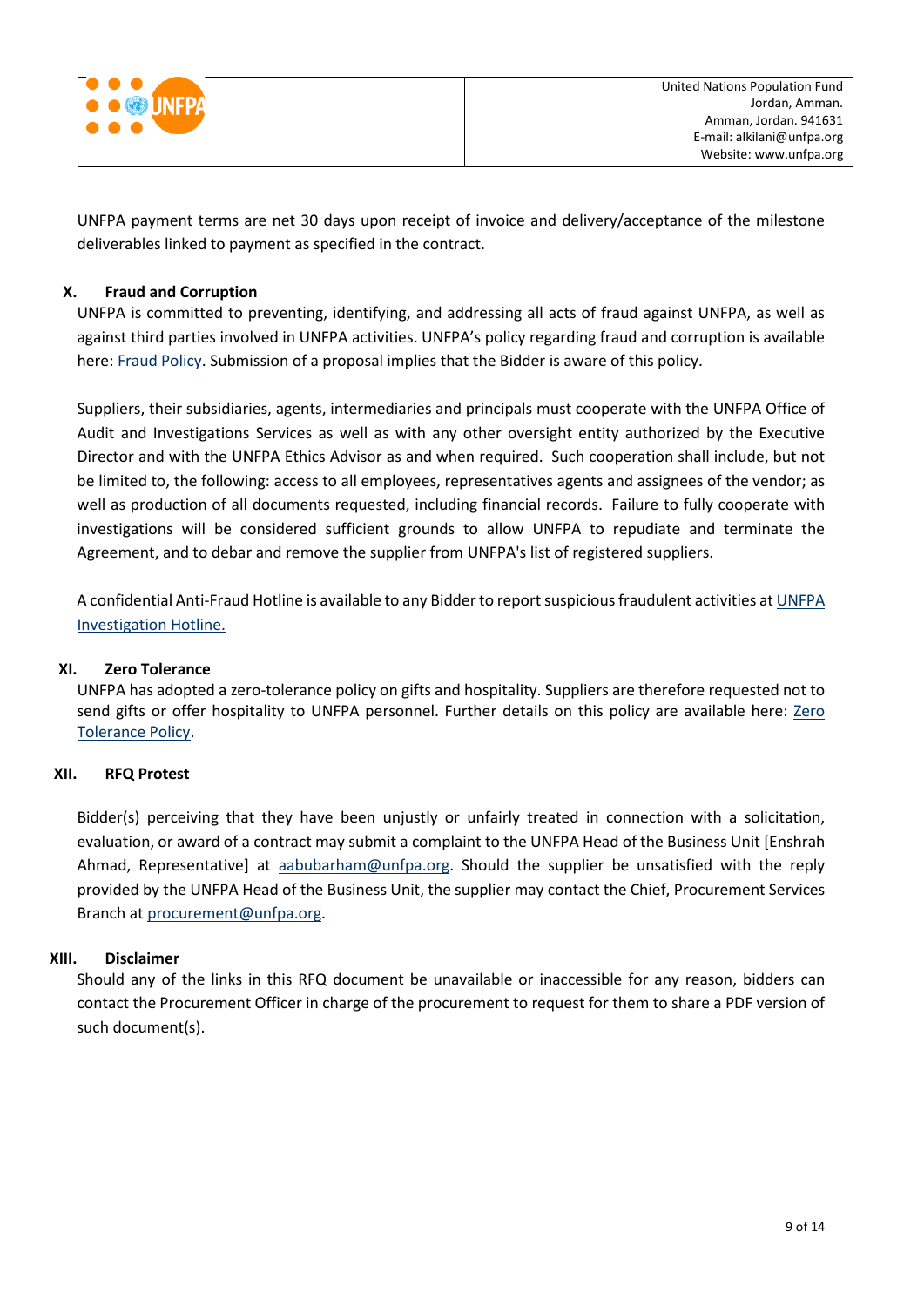UNFPA payment terms are net 30 days upon receipt of invoice and delivery/acceptance of the milestone deliverables linked to payment as specified in the contract.

## X. Fraud and Corruption

UNFPA is committed to preventing, identifying, and addressing all acts of fraud against UNFPA, as well as against third parties involved in UNFPA activities. UNFPA's policy regarding fraud and corruption is available here: Fraud Policy. Submission of a proposal implies that the Bidder is aware of this policy.

Suppliers, their subsidiaries, agents, intermediaries and principals must cooperate with the UNFPA Office of Audit and Investigations Services as well as with any other oversight entity authorized by the Executive Director and with the UNFPA Ethics Advisor as and when required. Such cooperation shall include, but not be limited to, the following: access to all employees, representatives agents and assignees of the vendor; as well as production of all documents requested, including financial records. Failure to fully cooperate with investigations will be considered sufficient grounds to allow UNFPA to repudiate and terminate the Agreement, and to debar and remove the supplier from UNFPA's list of registered suppliers.

A confidential Anti-Fraud Hotline is available to any Bidder to report suspicious fraudulent activities at UNFPA Investigation Hotline.

## XI. Zero Tolerance

UNFPA has adopted a zero-tolerance policy on gifts and hospitality. Suppliers are therefore requested not to send gifts or offer hospitality to UNFPA personnel. Further details on this policy are available here: Zero Tolerance Policy.

## XII. RFQ Protest

Bidder(s) perceiving that they have been unjustly or unfairly treated in connection with a solicitation, evaluation, or award of a contract may submit a complaint to the UNFPA Head of the Business Unit [Enshrah Ahmad, Representative] at aabubarham@unfpa.org. Should the supplier be unsatisfied with the reply provided by the UNFPA Head of the Business Unit, the supplier may contact the Chief, Procurement Services Branch at procurement@unfpa.org.

## XIII. Disclaimer

Should any of the links in this RFQ document be unavailable or inaccessible for any reason, bidders can contact the Procurement Officer in charge of the procurement to request for them to share a PDF version of such document(s).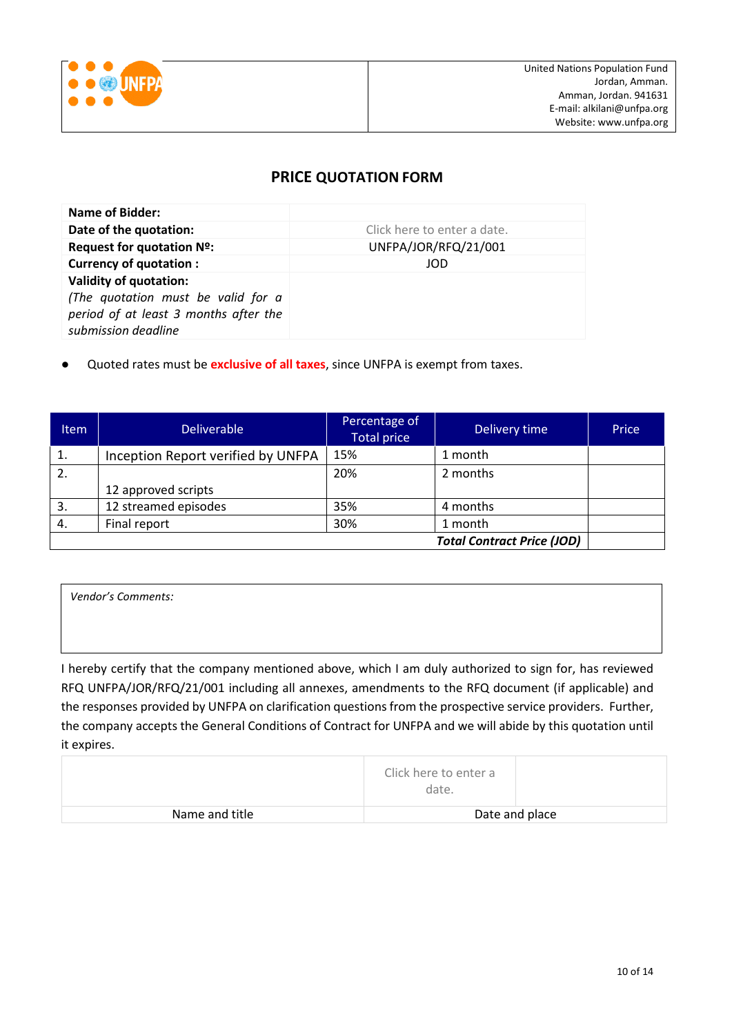United Nations Population Fund
Jordan, Amman.
Amman, Jordan. 941631
E-mail: alkilani@unfpa.org
Website: www.unfpa.org

## PRICE QUOTATION FORM

| | |
|---|---|
| **Name of Bidder:** | |
| **Date of the quotation:** | Click here to enter a date. |
| **Request for quotation Nº:** | UNFPA/JOR/RFQ/21/001 |
| **Currency of quotation :** | JOD |
| **Validity of quotation:** *(The quotation must be valid for a period of at least 3 months after the submission deadline* | |

- Quoted rates must be **exclusive of all taxes**, since UNFPA is exempt from taxes.

| Item | Deliverable | Percentage of Total price | Delivery time | Price |
|---|---|---|---|---|
| 1. | Inception Report verified by UNFPA | 15% | 1 month | |
| 2. | 12 approved scripts | 20% | 2 months | |
| 3. | 12 streamed episodes | 35% | 4 months | |
| 4. | Final report | 30% | 1 month | |
| | | | ***Total Contract Price (JOD)*** | |

*Vendor's Comments:*

I hereby certify that the company mentioned above, which I am duly authorized to sign for, has reviewed RFQ UNFPA/JOR/RFQ/21/001 including all annexes, amendments to the RFQ document (if applicable) and the responses provided by UNFPA on clarification questions from the prospective service providers. Further, the company accepts the General Conditions of Contract for UNFPA and we will abide by this quotation until it expires.

| | | |
|---|---|---|
| | Click here to enter a date. | |
| Name and title | Date and place | |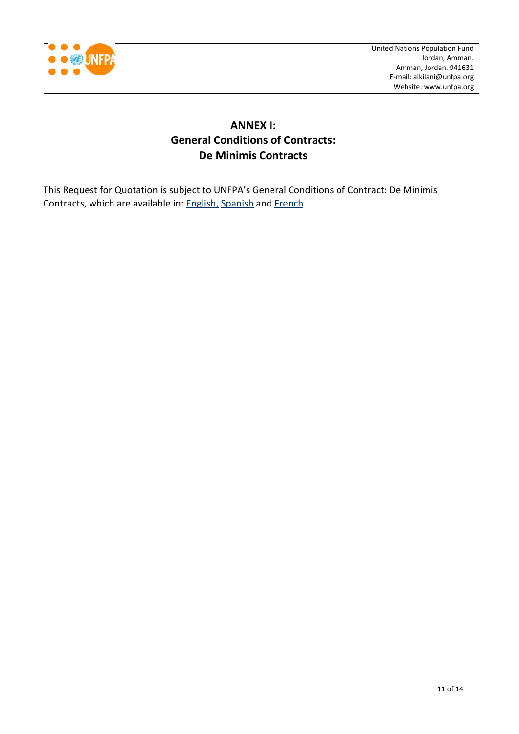United Nations Population Fund
Jordan, Amman.
Amman, Jordan. 941631
E-mail: alkilani@unfpa.org
Website: www.unfpa.org

# ANNEX I:
# General Conditions of Contracts:
# De Minimis Contracts

This Request for Quotation is subject to UNFPA's General Conditions of Contract: De Minimis Contracts, which are available in: English, Spanish and French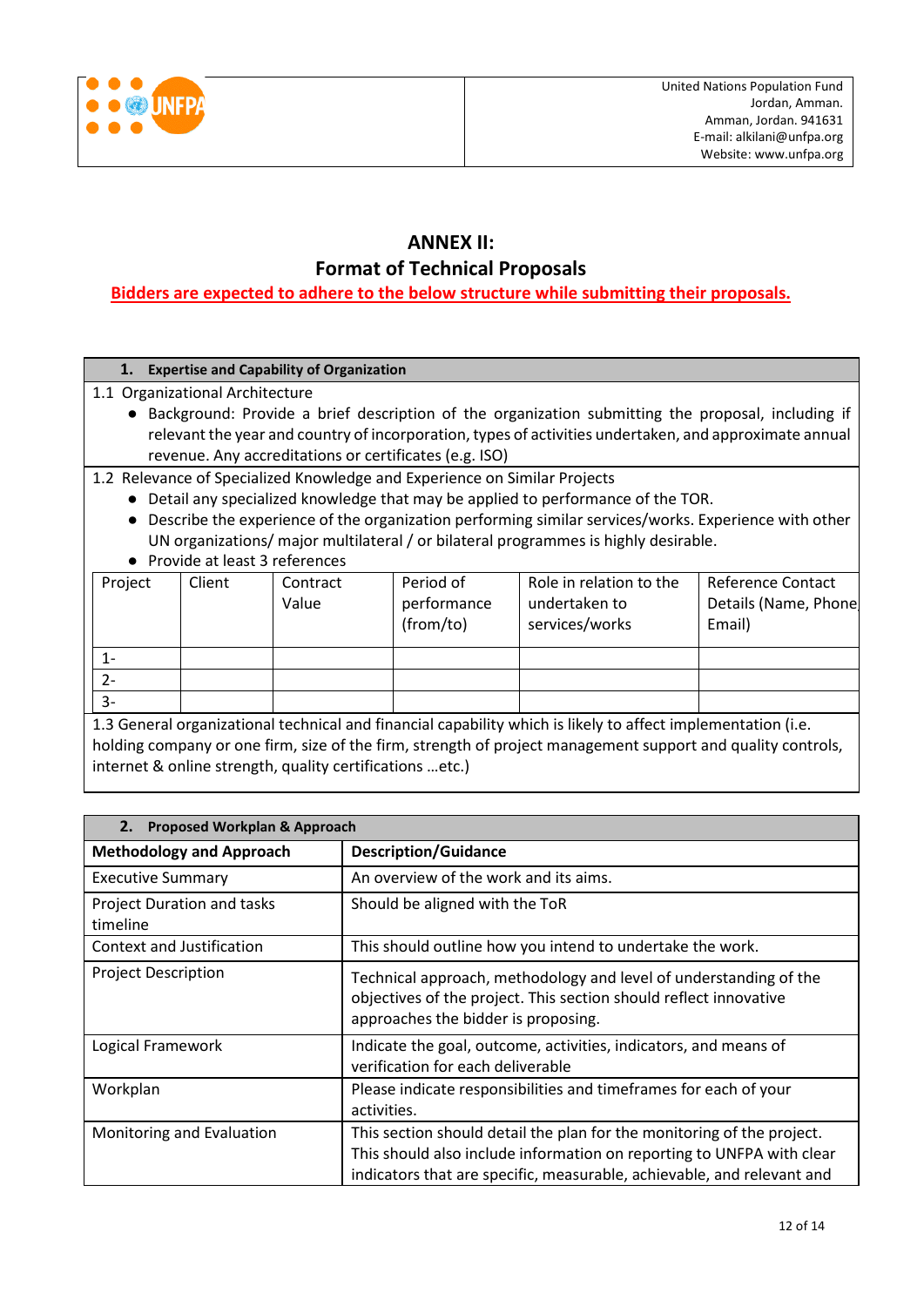United Nations Population Fund
Jordan, Amman.
Amman, Jordan. 941631
E-mail: alkilani@unfpa.org
Website: www.unfpa.org

# ANNEX II:
## Format of Technical Proposals

**Bidders are expected to adhere to the below structure while submitting their proposals.**

### 1. Expertise and Capability of Organization

1.1 Organizational Architecture

- Background: Provide a brief description of the organization submitting the proposal, including if relevant the year and country of incorporation, types of activities undertaken, and approximate annual revenue. Any accreditations or certificates (e.g. ISO)

1.2 Relevance of Specialized Knowledge and Experience on Similar Projects

- Detail any specialized knowledge that may be applied to performance of the TOR.
- Describe the experience of the organization performing similar services/works. Experience with other UN organizations/ major multilateral / or bilateral programmes is highly desirable.
- Provide at least 3 references

| Project | Client | Contract Value | Period of performance (from/to) | Role in relation to the undertaken to services/works | Reference Contact Details (Name, Phone, Email) |
|---|---|---|---|---|---|
| 1- | | | | | |
| 2- | | | | | |
| 3- | | | | | |

1.3 General organizational technical and financial capability which is likely to affect implementation (i.e. holding company or one firm, size of the firm, strength of project management support and quality controls, internet & online strength, quality certifications …etc.)

### 2. Proposed Workplan & Approach

| **Methodology and Approach** | **Description/Guidance** |
|---|---|
| Executive Summary | An overview of the work and its aims. |
| Project Duration and tasks timeline | Should be aligned with the ToR |
| Context and Justification | This should outline how you intend to undertake the work. |
| Project Description | Technical approach, methodology and level of understanding of the objectives of the project. This section should reflect innovative approaches the bidder is proposing. |
| Logical Framework | Indicate the goal, outcome, activities, indicators, and means of verification for each deliverable |
| Workplan | Please indicate responsibilities and timeframes for each of your activities. |
| Monitoring and Evaluation | This section should detail the plan for the monitoring of the project. This should also include information on reporting to UNFPA with clear indicators that are specific, measurable, achievable, and relevant and |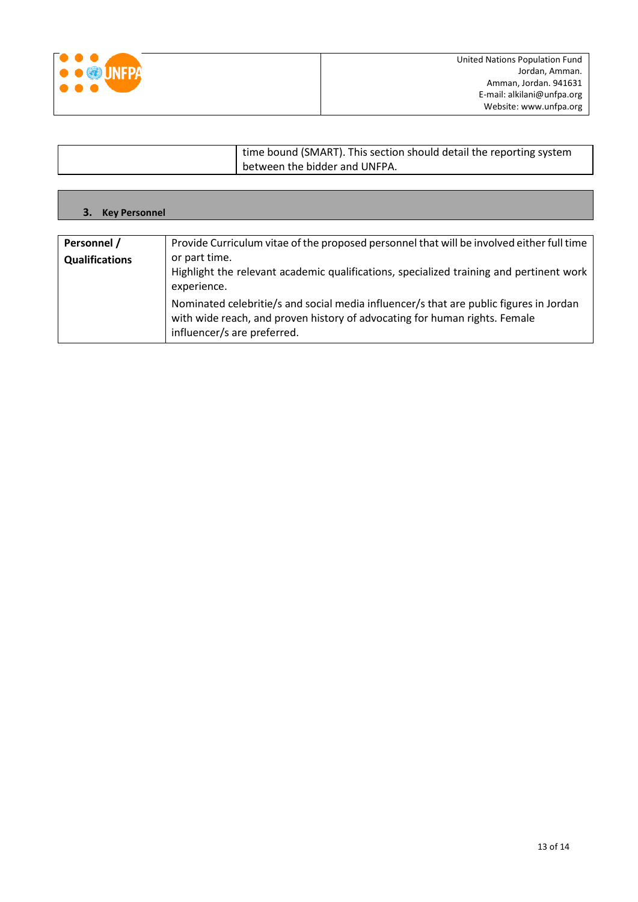| | time bound (SMART). This section should detail the reporting system between the bidder and UNFPA. |
|---|---|

### 3. Key Personnel

| Personnel / Qualifications | Provide Curriculum vitae of the proposed personnel that will be involved either full time or part time.<br>Highlight the relevant academic qualifications, specialized training and pertinent work experience.<br>Nominated celebritie/s and social media influencer/s that are public figures in Jordan with wide reach, and proven history of advocating for human rights. Female influencer/s are preferred. |
|---|---|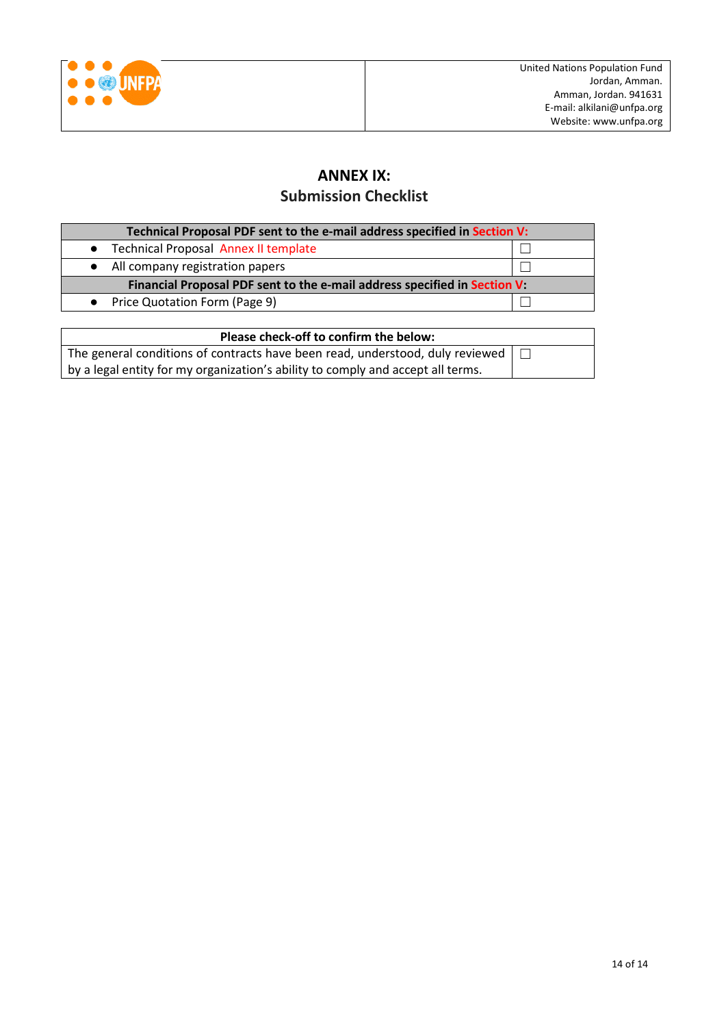United Nations Population Fund
Jordan, Amman.
Amman, Jordan. 941631
E-mail: alkilani@unfpa.org
Website: www.unfpa.org

## ANNEX IX:
## Submission Checklist

| | |
|---|---|
| **Technical Proposal PDF sent to the e-mail address specified in Section V:** | |
| • Technical Proposal Annex II template | ☐ |
| • All company registration papers | ☐ |
| **Financial Proposal PDF sent to the e-mail address specified in Section V:** | |
| • Price Quotation Form (Page 9) | ☐ |

| **Please check-off to confirm the below:** | |
|---|---|
| The general conditions of contracts have been read, understood, duly reviewed by a legal entity for my organization's ability to comply and accept all terms. | ☐ |